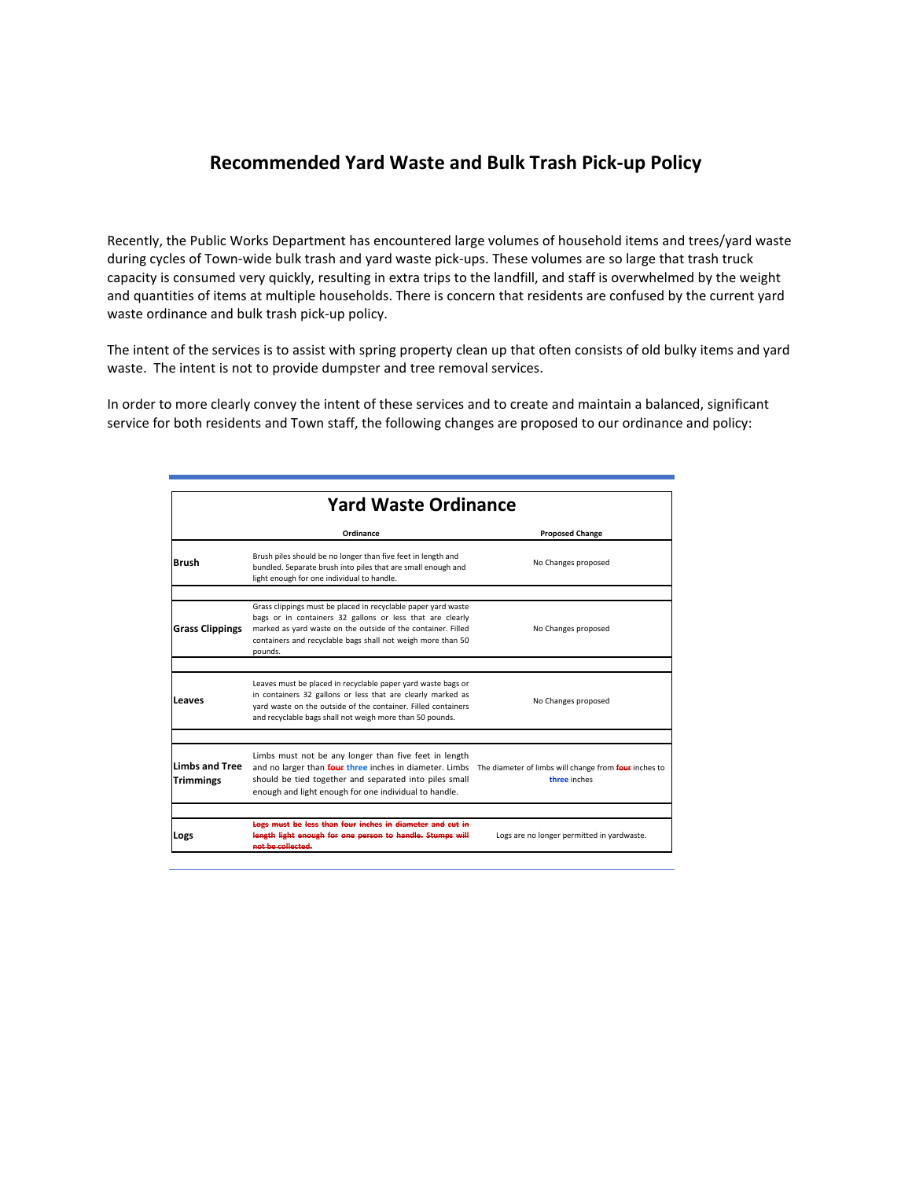# Recommended Yard Waste and Bulk Trash Pick-up Policy

Recently, the Public Works Department has encountered large volumes of household items and trees/yard waste during cycles of Town-wide bulk trash and yard waste pick-ups. These volumes are so large that trash truck capacity is consumed very quickly, resulting in extra trips to the landfill, and staff is overwhelmed by the weight and quantities of items at multiple households. There is concern that residents are confused by the current yard waste ordinance and bulk trash pick-up policy.

The intent of the services is to assist with spring property clean up that often consists of old bulky items and yard waste. The intent is not to provide dumpster and tree removal services.

In order to more clearly convey the intent of these services and to create and maintain a balanced, significant service for both residents and Town staff, the following changes are proposed to our ordinance and policy:

## Yard Waste Ordinance

| | Ordinance | Proposed Change |
|---|---|---|
| **Brush** | Brush piles should be no longer than five feet in length and bundled. Separate brush into piles that are small enough and light enough for one individual to handle. | No Changes proposed |
| **Grass Clippings** | Grass clippings must be placed in recyclable paper yard waste bags or in containers 32 gallons or less that are clearly marked as yard waste on the outside of the container. Filled containers and recyclable bags shall not weigh more than 50 pounds. | No Changes proposed |
| **Leaves** | Leaves must be placed in recyclable paper yard waste bags or in containers 32 gallons or less that are clearly marked as yard waste on the outside of the container. Filled containers and recyclable bags shall not weigh more than 50 pounds. | No Changes proposed |
| **Limbs and Tree Trimmings** | Limbs must not be any longer than five feet in length and no larger than ~~four~~ **three** inches in diameter. Limbs should be tied together and separated into piles small enough and light enough for one individual to handle. | The diameter of limbs will change from ~~four~~ inches to **three** inches |
| **Logs** | ~~Logs must be less than four inches in diameter and cut in length light enough for one person to handle. Stumps will not be collected.~~ | Logs are no longer permitted in yardwaste. |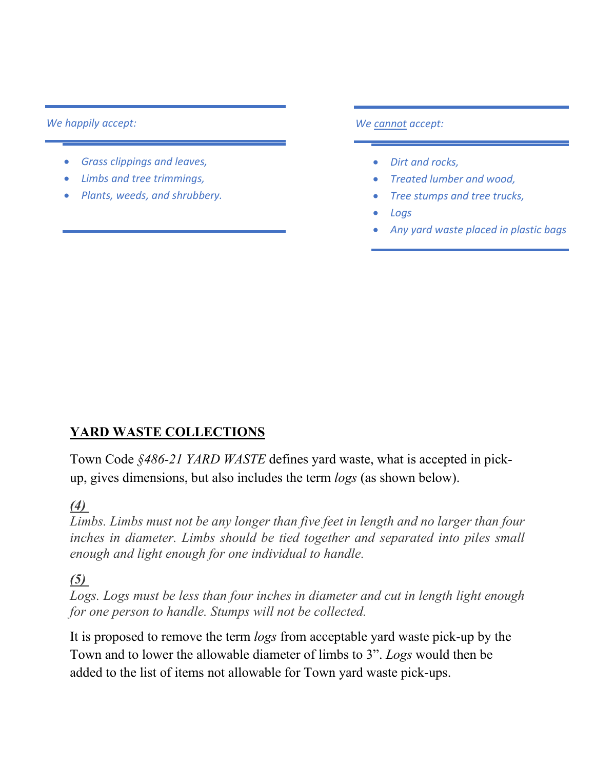*We happily accept:*

- *Grass clippings and leaves,*
- *Limbs and tree trimmings,*
- *Plants, weeds, and shrubbery.*

*We <u>cannot</u> accept:*

- *Dirt and rocks,*
- *Treated lumber and wood,*
- *Tree stumps and tree trucks,*
- *Logs*
- *Any yard waste placed in plastic bags*

## <u>YARD WASTE COLLECTIONS</u>

Town Code *§486-21 YARD WASTE* defines yard waste, what is accepted in pick-up, gives dimensions, but also includes the term *logs* (as shown below).

***<u>(4)</u>***
*Limbs. Limbs must not be any longer than five feet in length and no larger than four inches in diameter. Limbs should be tied together and separated into piles small enough and light enough for one individual to handle.*

***<u>(5)</u>***
*Logs. Logs must be less than four inches in diameter and cut in length light enough for one person to handle. Stumps will not be collected.*

It is proposed to remove the term *logs* from acceptable yard waste pick-up by the Town and to lower the allowable diameter of limbs to 3". *Logs* would then be added to the list of items not allowable for Town yard waste pick-ups.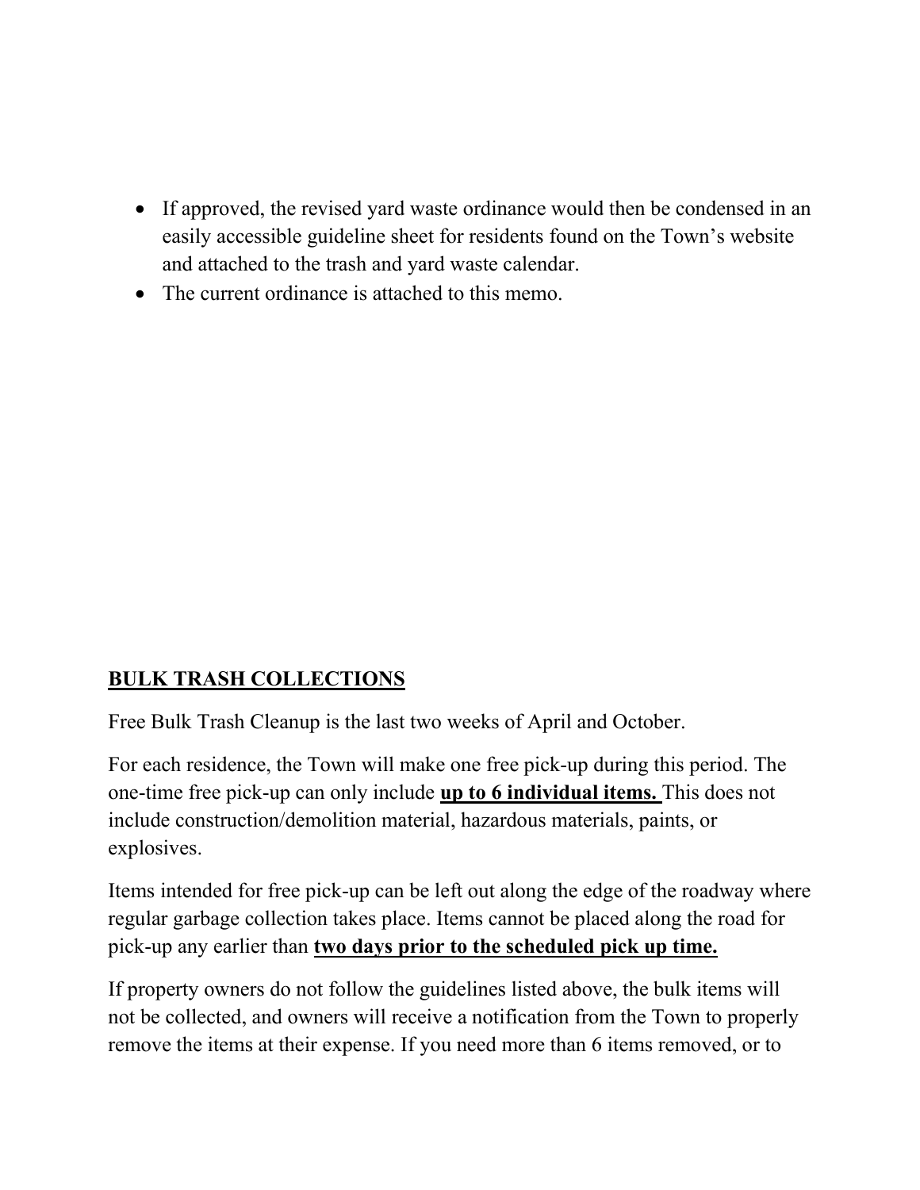- If approved, the revised yard waste ordinance would then be condensed in an easily accessible guideline sheet for residents found on the Town's website and attached to the trash and yard waste calendar.
- The current ordinance is attached to this memo.

## BULK TRASH COLLECTIONS

Free Bulk Trash Cleanup is the last two weeks of April and October.

For each residence, the Town will make one free pick-up during this period. The one-time free pick-up can only include **up to 6 individual items.** This does not include construction/demolition material, hazardous materials, paints, or explosives.

Items intended for free pick-up can be left out along the edge of the roadway where regular garbage collection takes place. Items cannot be placed along the road for pick-up any earlier than **two days prior to the scheduled pick up time.**

If property owners do not follow the guidelines listed above, the bulk items will not be collected, and owners will receive a notification from the Town to properly remove the items at their expense. If you need more than 6 items removed, or to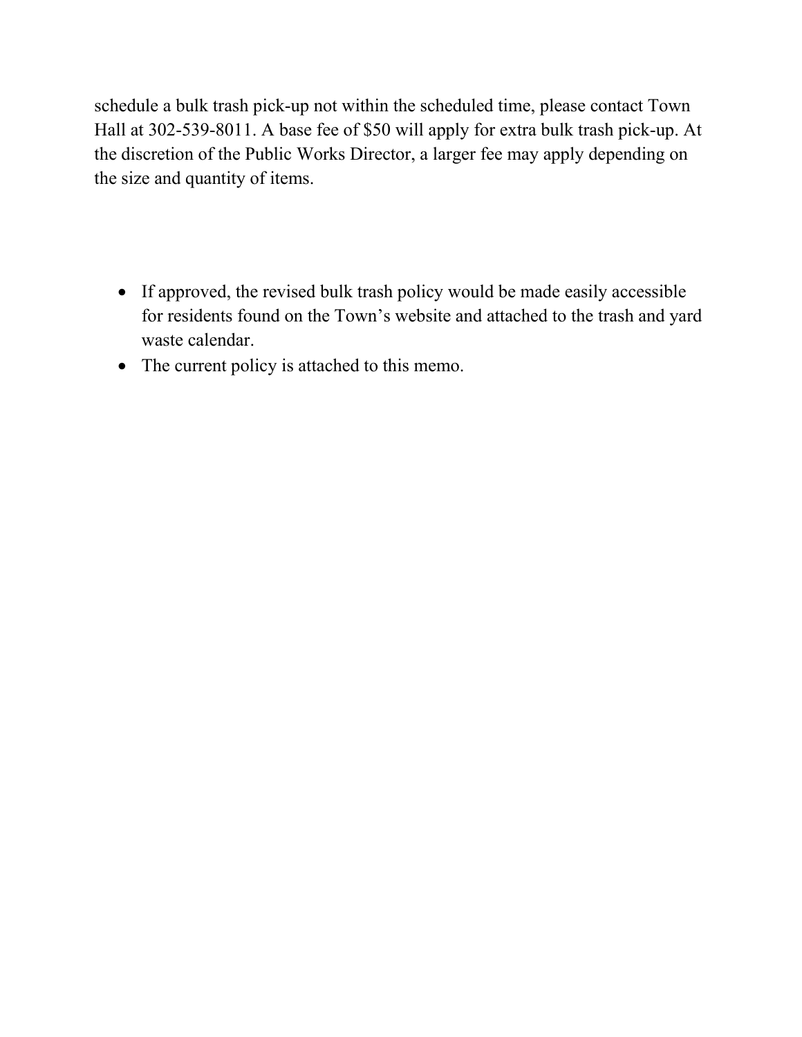schedule a bulk trash pick-up not within the scheduled time, please contact Town Hall at 302-539-8011. A base fee of $50 will apply for extra bulk trash pick-up. At the discretion of the Public Works Director, a larger fee may apply depending on the size and quantity of items.

- If approved, the revised bulk trash policy would be made easily accessible for residents found on the Town's website and attached to the trash and yard waste calendar.
- The current policy is attached to this memo.